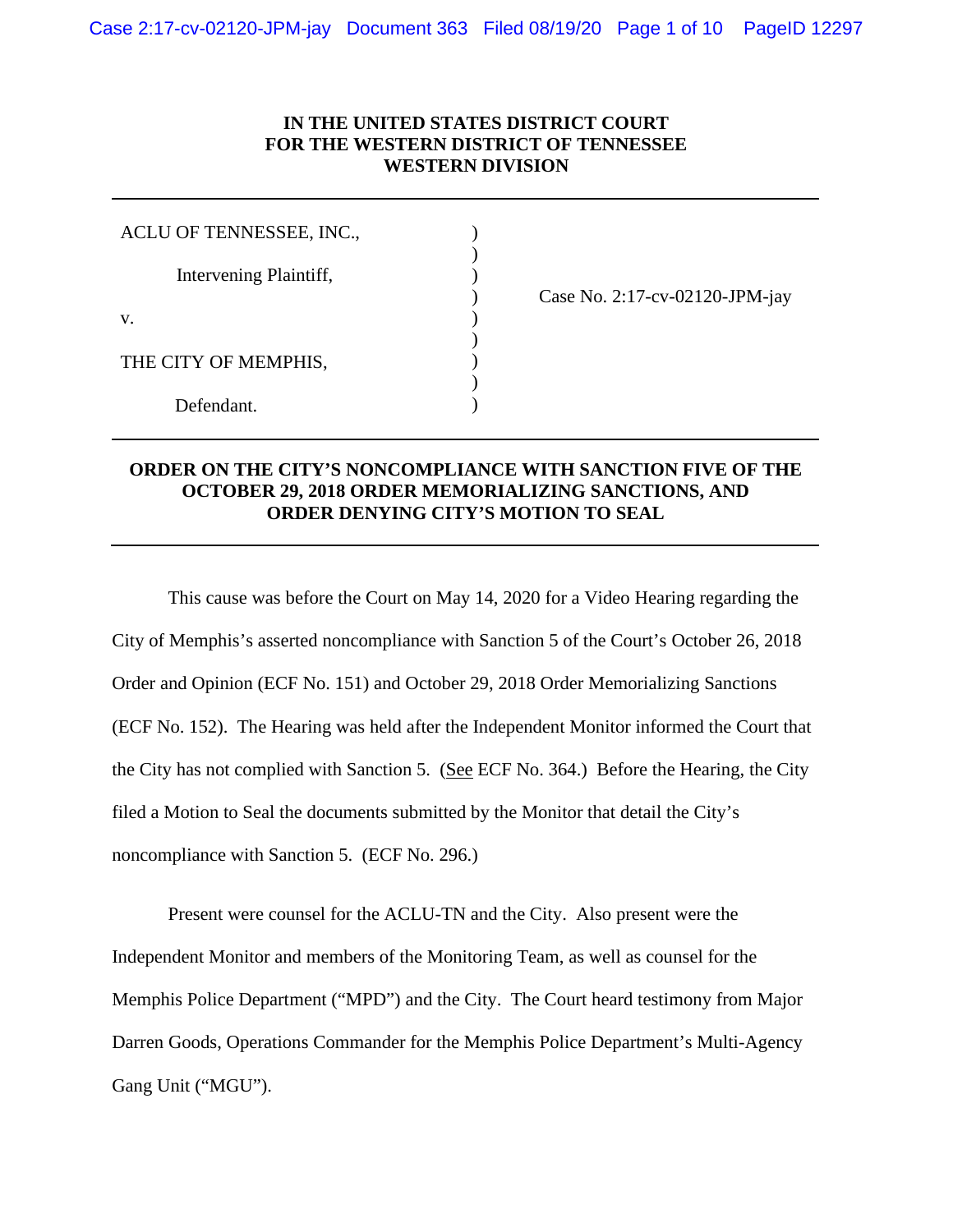**IN THE UNITED STATES DISTRICT COURT**
**FOR THE WESTERN DISTRICT OF TENNESSEE**
**WESTERN DIVISION**

---

| | | |
|---|---|---|
| ACLU OF TENNESSEE, INC., | ) | |
| Intervening Plaintiff, | ) | Case No. 2:17-cv-02120-JPM-jay |
| v. | ) | |
| THE CITY OF MEMPHIS, | ) | |
| Defendant. | ) | |

---

**ORDER ON THE CITY'S NONCOMPLIANCE WITH SANCTION FIVE OF THE OCTOBER 29, 2018 ORDER MEMORIALIZING SANCTIONS, AND ORDER DENYING CITY'S MOTION TO SEAL**

---

This cause was before the Court on May 14, 2020 for a Video Hearing regarding the City of Memphis's asserted noncompliance with Sanction 5 of the Court's October 26, 2018 Order and Opinion (ECF No. 151) and October 29, 2018 Order Memorializing Sanctions (ECF No. 152). The Hearing was held after the Independent Monitor informed the Court that the City has not complied with Sanction 5. (See ECF No. 364.) Before the Hearing, the City filed a Motion to Seal the documents submitted by the Monitor that detail the City's noncompliance with Sanction 5. (ECF No. 296.)

Present were counsel for the ACLU-TN and the City. Also present were the Independent Monitor and members of the Monitoring Team, as well as counsel for the Memphis Police Department ("MPD") and the City. The Court heard testimony from Major Darren Goods, Operations Commander for the Memphis Police Department's Multi-Agency Gang Unit ("MGU").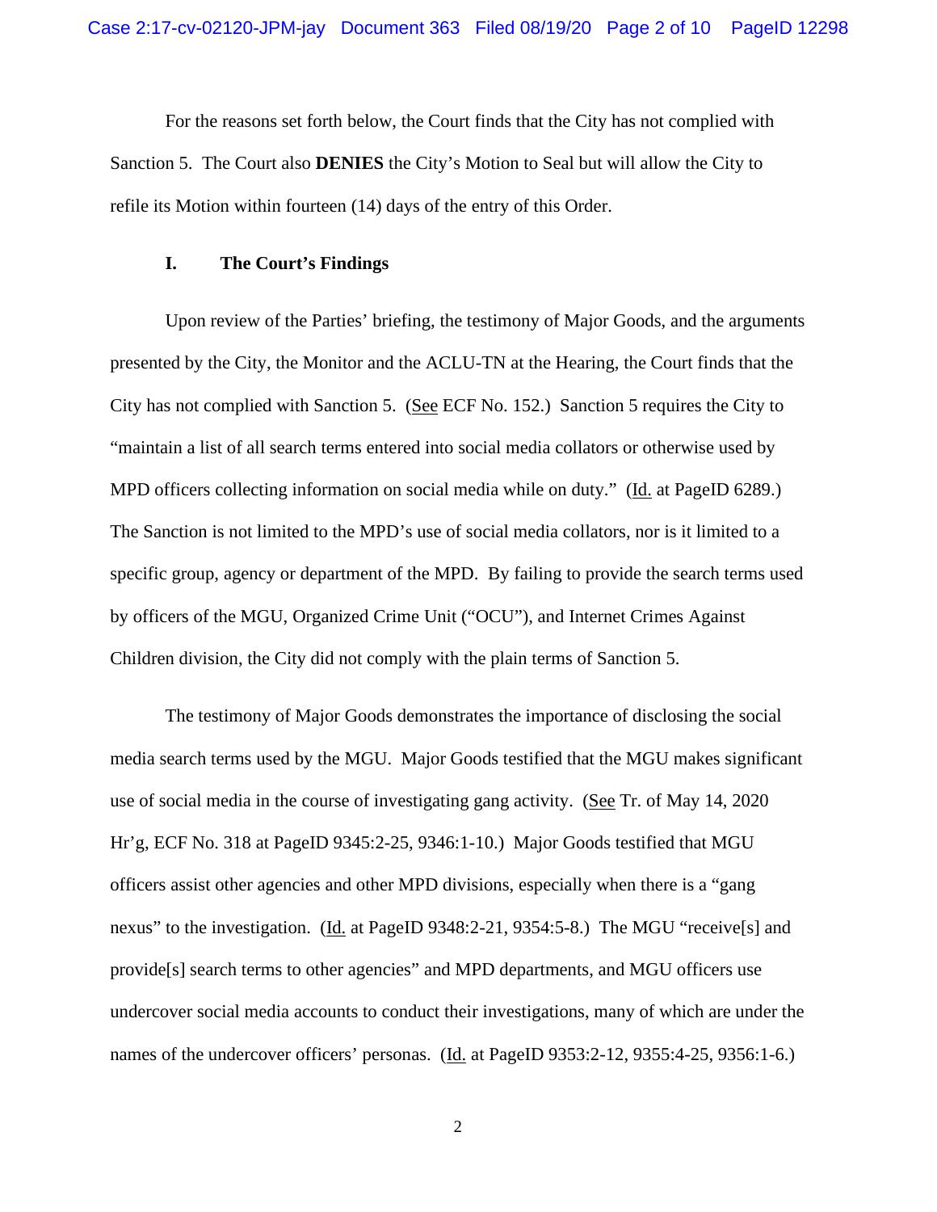For the reasons set forth below, the Court finds that the City has not complied with Sanction 5. The Court also **DENIES** the City's Motion to Seal but will allow the City to refile its Motion within fourteen (14) days of the entry of this Order.

## I. The Court's Findings

Upon review of the Parties' briefing, the testimony of Major Goods, and the arguments presented by the City, the Monitor and the ACLU-TN at the Hearing, the Court finds that the City has not complied with Sanction 5. (See ECF No. 152.) Sanction 5 requires the City to "maintain a list of all search terms entered into social media collators or otherwise used by MPD officers collecting information on social media while on duty." (Id. at PageID 6289.) The Sanction is not limited to the MPD's use of social media collators, nor is it limited to a specific group, agency or department of the MPD. By failing to provide the search terms used by officers of the MGU, Organized Crime Unit ("OCU"), and Internet Crimes Against Children division, the City did not comply with the plain terms of Sanction 5.

The testimony of Major Goods demonstrates the importance of disclosing the social media search terms used by the MGU. Major Goods testified that the MGU makes significant use of social media in the course of investigating gang activity. (See Tr. of May 14, 2020 Hr'g, ECF No. 318 at PageID 9345:2-25, 9346:1-10.) Major Goods testified that MGU officers assist other agencies and other MPD divisions, especially when there is a "gang nexus" to the investigation. (Id. at PageID 9348:2-21, 9354:5-8.) The MGU "receive[s] and provide[s] search terms to other agencies" and MPD departments, and MGU officers use undercover social media accounts to conduct their investigations, many of which are under the names of the undercover officers' personas. (Id. at PageID 9353:2-12, 9355:4-25, 9356:1-6.)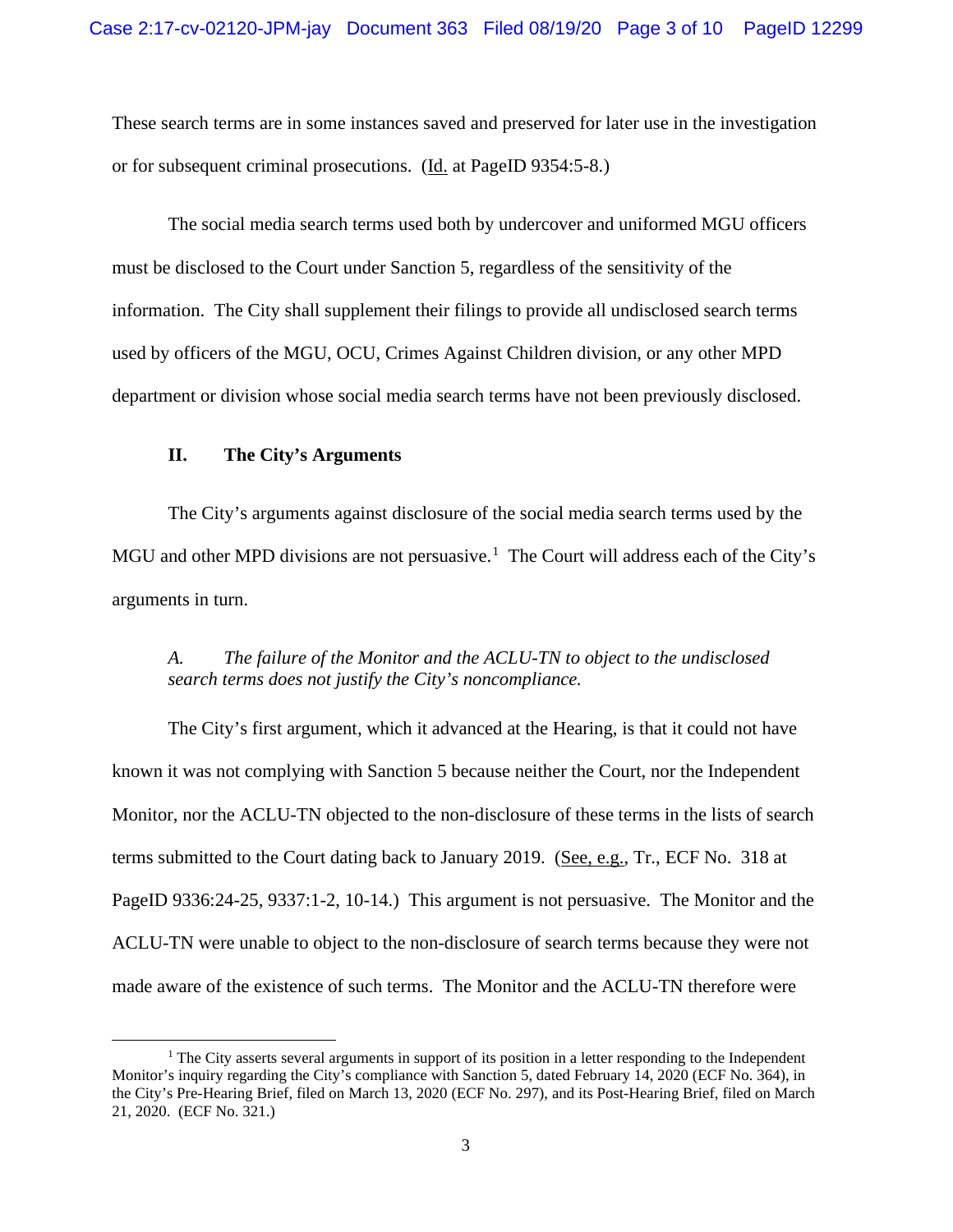These search terms are in some instances saved and preserved for later use in the investigation or for subsequent criminal prosecutions. (Id. at PageID 9354:5-8.)

The social media search terms used both by undercover and uniformed MGU officers must be disclosed to the Court under Sanction 5, regardless of the sensitivity of the information. The City shall supplement their filings to provide all undisclosed search terms used by officers of the MGU, OCU, Crimes Against Children division, or any other MPD department or division whose social media search terms have not been previously disclosed.

## II. The City's Arguments

The City's arguments against disclosure of the social media search terms used by the MGU and other MPD divisions are not persuasive.[1] The Court will address each of the City's arguments in turn.

### *A. The failure of the Monitor and the ACLU-TN to object to the undisclosed search terms does not justify the City's noncompliance.*

The City's first argument, which it advanced at the Hearing, is that it could not have known it was not complying with Sanction 5 because neither the Court, nor the Independent Monitor, nor the ACLU-TN objected to the non-disclosure of these terms in the lists of search terms submitted to the Court dating back to January 2019. (See, e.g., Tr., ECF No. 318 at PageID 9336:24-25, 9337:1-2, 10-14.) This argument is not persuasive. The Monitor and the ACLU-TN were unable to object to the non-disclosure of search terms because they were not made aware of the existence of such terms. The Monitor and the ACLU-TN therefore were

[1] The City asserts several arguments in support of its position in a letter responding to the Independent Monitor's inquiry regarding the City's compliance with Sanction 5, dated February 14, 2020 (ECF No. 364), in the City's Pre-Hearing Brief, filed on March 13, 2020 (ECF No. 297), and its Post-Hearing Brief, filed on March 21, 2020. (ECF No. 321.)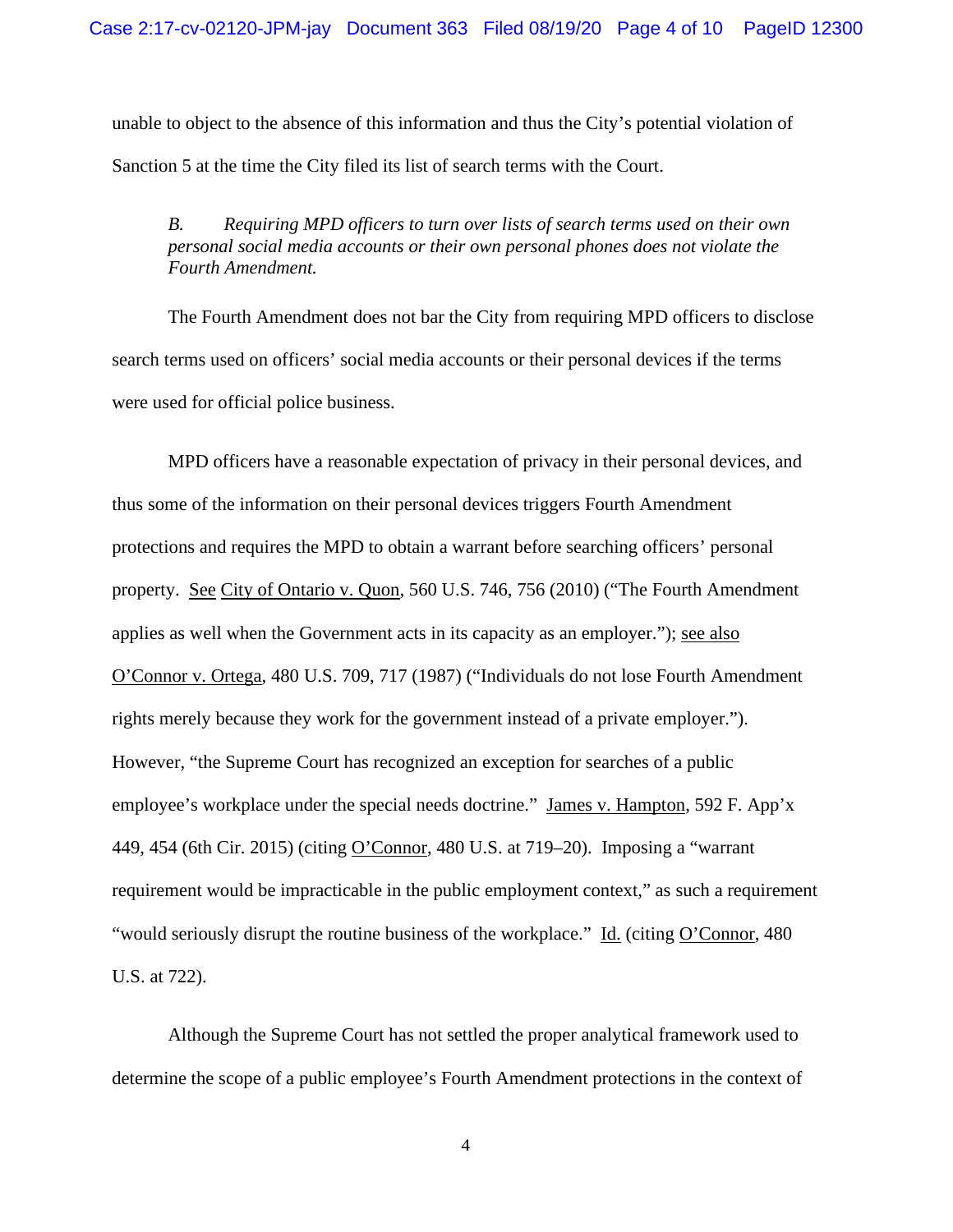unable to object to the absence of this information and thus the City's potential violation of Sanction 5 at the time the City filed its list of search terms with the Court.

*B. Requiring MPD officers to turn over lists of search terms used on their own personal social media accounts or their own personal phones does not violate the Fourth Amendment.*

The Fourth Amendment does not bar the City from requiring MPD officers to disclose search terms used on officers' social media accounts or their personal devices if the terms were used for official police business.

MPD officers have a reasonable expectation of privacy in their personal devices, and thus some of the information on their personal devices triggers Fourth Amendment protections and requires the MPD to obtain a warrant before searching officers' personal property. See City of Ontario v. Quon, 560 U.S. 746, 756 (2010) ("The Fourth Amendment applies as well when the Government acts in its capacity as an employer."); see also O'Connor v. Ortega, 480 U.S. 709, 717 (1987) ("Individuals do not lose Fourth Amendment rights merely because they work for the government instead of a private employer."). However, "the Supreme Court has recognized an exception for searches of a public employee's workplace under the special needs doctrine." James v. Hampton, 592 F. App'x 449, 454 (6th Cir. 2015) (citing O'Connor, 480 U.S. at 719–20). Imposing a "warrant requirement would be impracticable in the public employment context," as such a requirement "would seriously disrupt the routine business of the workplace." Id. (citing O'Connor, 480 U.S. at 722).

Although the Supreme Court has not settled the proper analytical framework used to determine the scope of a public employee's Fourth Amendment protections in the context of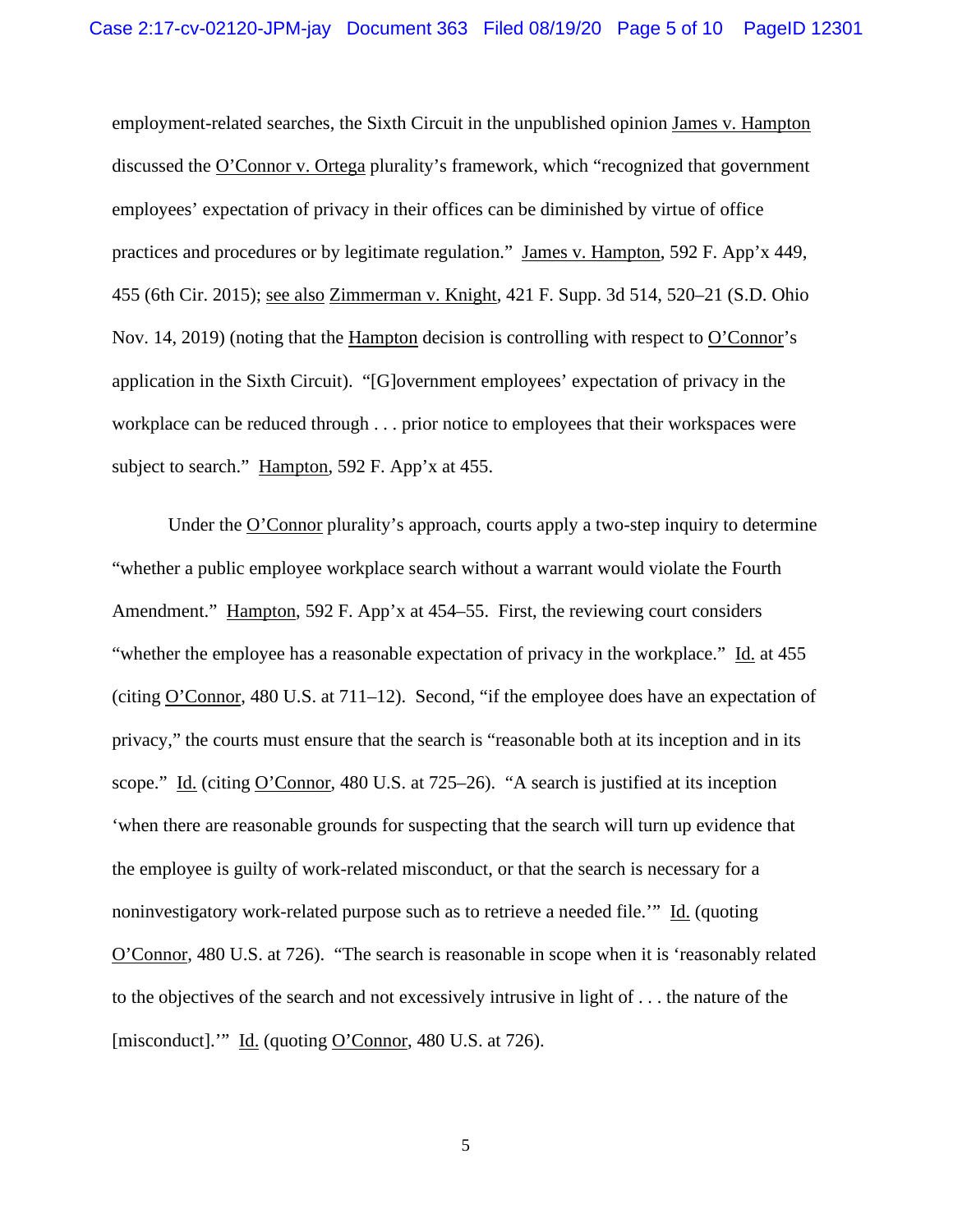employment-related searches, the Sixth Circuit in the unpublished opinion James v. Hampton discussed the O'Connor v. Ortega plurality's framework, which "recognized that government employees' expectation of privacy in their offices can be diminished by virtue of office practices and procedures or by legitimate regulation." James v. Hampton, 592 F. App'x 449, 455 (6th Cir. 2015); see also Zimmerman v. Knight, 421 F. Supp. 3d 514, 520–21 (S.D. Ohio Nov. 14, 2019) (noting that the Hampton decision is controlling with respect to O'Connor's application in the Sixth Circuit). "[G]overnment employees' expectation of privacy in the workplace can be reduced through . . . prior notice to employees that their workspaces were subject to search." Hampton, 592 F. App'x at 455.

Under the O'Connor plurality's approach, courts apply a two-step inquiry to determine "whether a public employee workplace search without a warrant would violate the Fourth Amendment." Hampton, 592 F. App'x at 454–55. First, the reviewing court considers "whether the employee has a reasonable expectation of privacy in the workplace." Id. at 455 (citing O'Connor, 480 U.S. at 711–12). Second, "if the employee does have an expectation of privacy," the courts must ensure that the search is "reasonable both at its inception and in its scope." Id. (citing O'Connor, 480 U.S. at 725–26). "A search is justified at its inception 'when there are reasonable grounds for suspecting that the search will turn up evidence that the employee is guilty of work-related misconduct, or that the search is necessary for a noninvestigatory work-related purpose such as to retrieve a needed file.'" Id. (quoting O'Connor, 480 U.S. at 726). "The search is reasonable in scope when it is 'reasonably related to the objectives of the search and not excessively intrusive in light of . . . the nature of the [misconduct].'" Id. (quoting O'Connor, 480 U.S. at 726).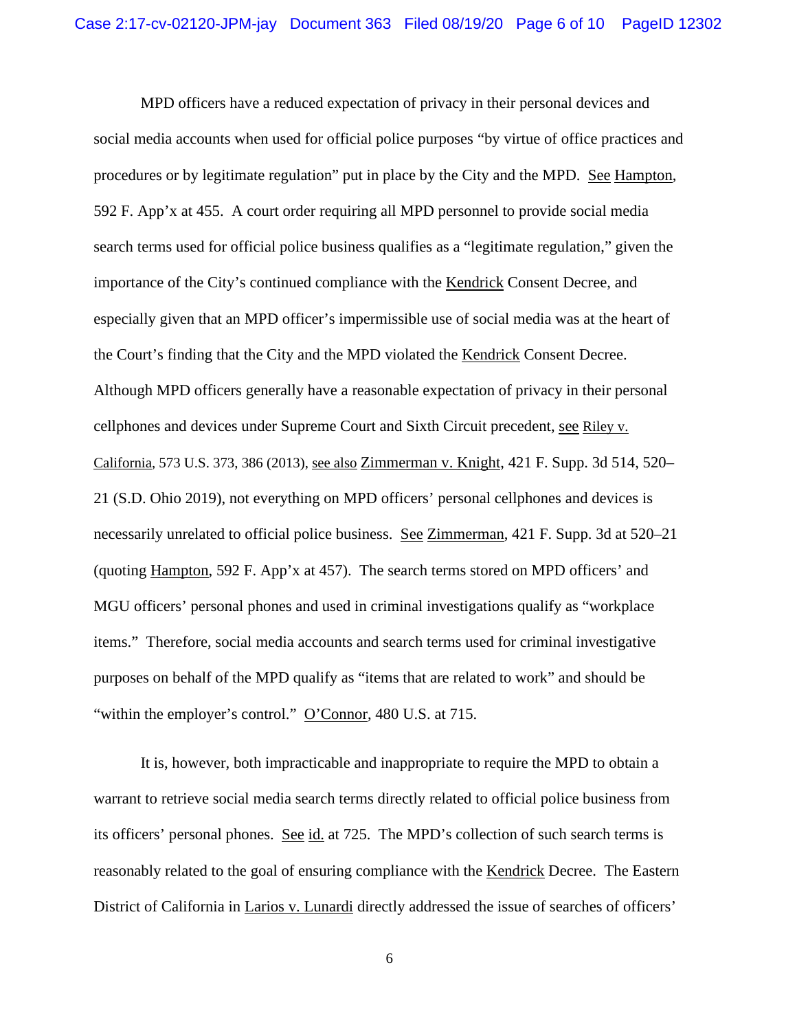MPD officers have a reduced expectation of privacy in their personal devices and social media accounts when used for official police purposes "by virtue of office practices and procedures or by legitimate regulation" put in place by the City and the MPD. See Hampton, 592 F. App'x at 455. A court order requiring all MPD personnel to provide social media search terms used for official police business qualifies as a "legitimate regulation," given the importance of the City's continued compliance with the Kendrick Consent Decree, and especially given that an MPD officer's impermissible use of social media was at the heart of the Court's finding that the City and the MPD violated the Kendrick Consent Decree. Although MPD officers generally have a reasonable expectation of privacy in their personal cellphones and devices under Supreme Court and Sixth Circuit precedent, see Riley v. California, 573 U.S. 373, 386 (2013), see also Zimmerman v. Knight, 421 F. Supp. 3d 514, 520–21 (S.D. Ohio 2019), not everything on MPD officers' personal cellphones and devices is necessarily unrelated to official police business. See Zimmerman, 421 F. Supp. 3d at 520–21 (quoting Hampton, 592 F. App'x at 457). The search terms stored on MPD officers' and MGU officers' personal phones and used in criminal investigations qualify as "workplace items." Therefore, social media accounts and search terms used for criminal investigative purposes on behalf of the MPD qualify as "items that are related to work" and should be "within the employer's control." O'Connor, 480 U.S. at 715.

It is, however, both impracticable and inappropriate to require the MPD to obtain a warrant to retrieve social media search terms directly related to official police business from its officers' personal phones. See id. at 725. The MPD's collection of such search terms is reasonably related to the goal of ensuring compliance with the Kendrick Decree. The Eastern District of California in Larios v. Lunardi directly addressed the issue of searches of officers'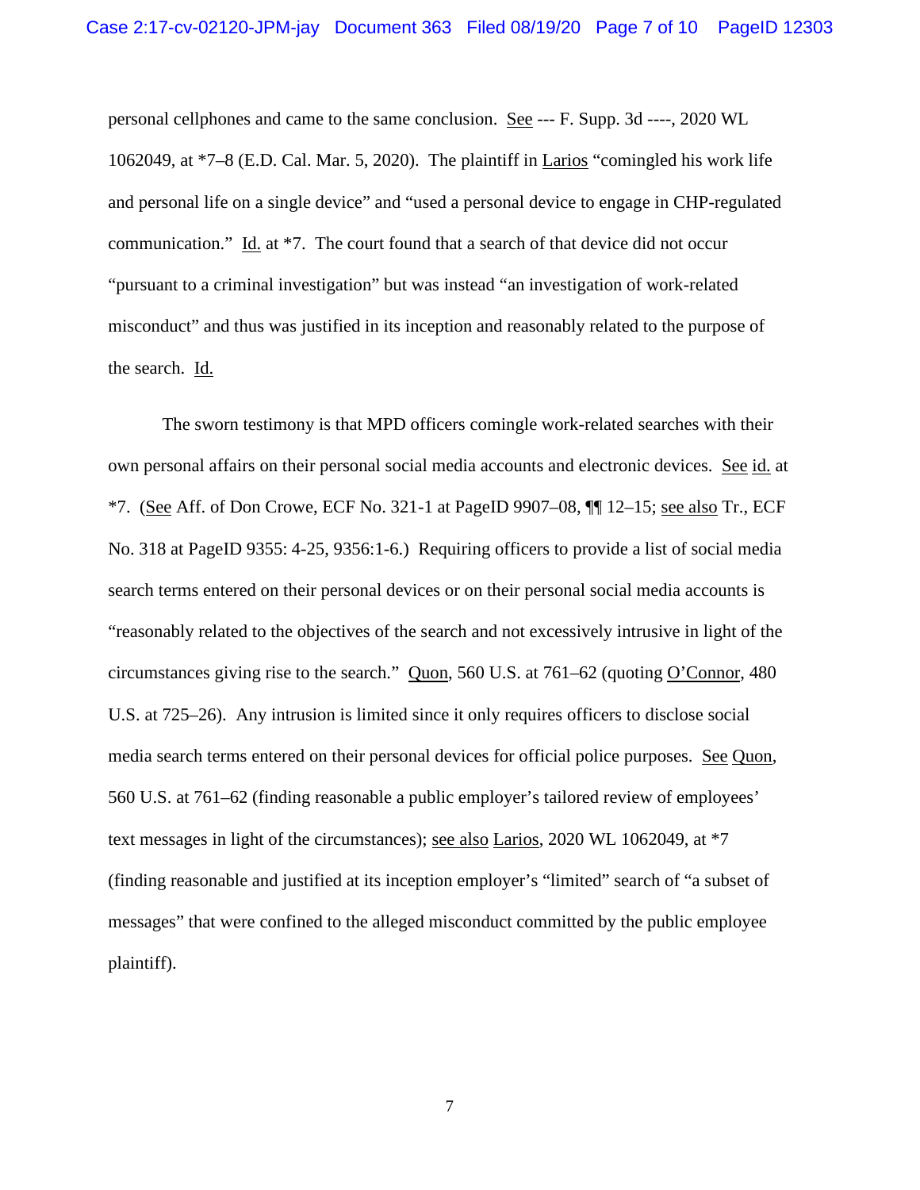personal cellphones and came to the same conclusion. See --- F. Supp. 3d ----, 2020 WL 1062049, at *7–8 (E.D. Cal. Mar. 5, 2020). The plaintiff in Larios "comingled his work life and personal life on a single device" and "used a personal device to engage in CHP-regulated communication." Id. at *7. The court found that a search of that device did not occur "pursuant to a criminal investigation" but was instead "an investigation of work-related misconduct" and thus was justified in its inception and reasonably related to the purpose of the search. Id.

The sworn testimony is that MPD officers comingle work-related searches with their own personal affairs on their personal social media accounts and electronic devices. See id. at *7. (See Aff. of Don Crowe, ECF No. 321-1 at PageID 9907–08, ¶¶ 12–15; see also Tr., ECF No. 318 at PageID 9355: 4-25, 9356:1-6.) Requiring officers to provide a list of social media search terms entered on their personal devices or on their personal social media accounts is "reasonably related to the objectives of the search and not excessively intrusive in light of the circumstances giving rise to the search." Quon, 560 U.S. at 761–62 (quoting O'Connor, 480 U.S. at 725–26). Any intrusion is limited since it only requires officers to disclose social media search terms entered on their personal devices for official police purposes. See Quon, 560 U.S. at 761–62 (finding reasonable a public employer's tailored review of employees' text messages in light of the circumstances); see also Larios, 2020 WL 1062049, at *7 (finding reasonable and justified at its inception employer's "limited" search of "a subset of messages" that were confined to the alleged misconduct committed by the public employee plaintiff).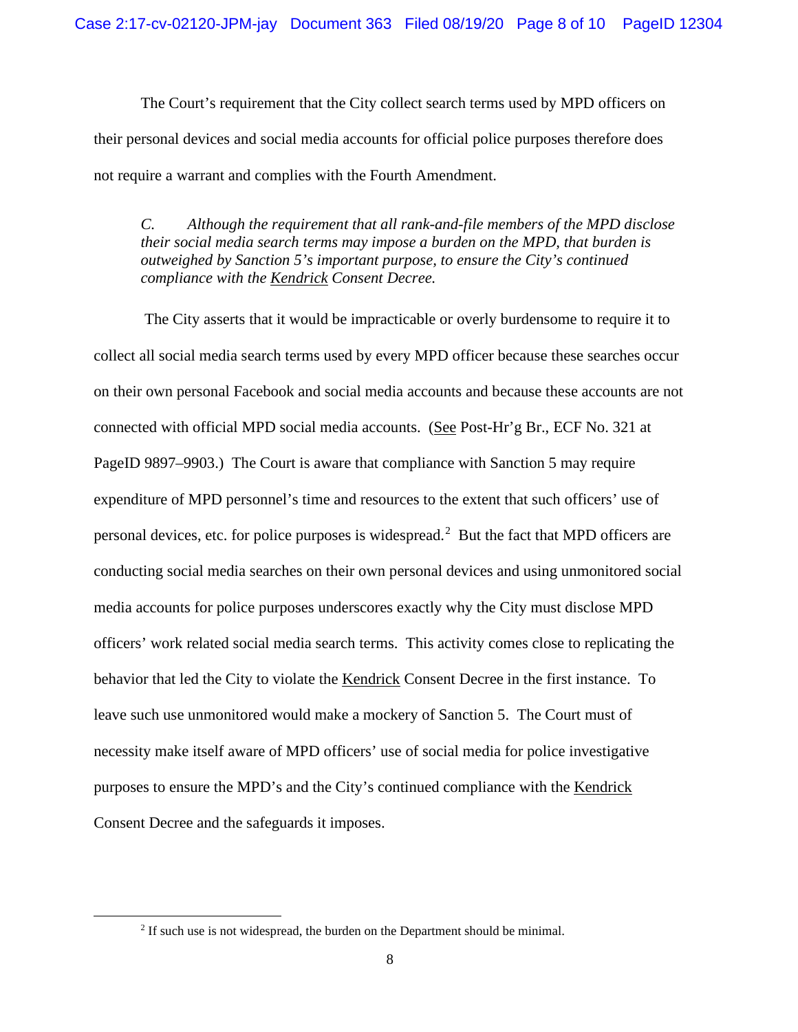The Court's requirement that the City collect search terms used by MPD officers on their personal devices and social media accounts for official police purposes therefore does not require a warrant and complies with the Fourth Amendment.

*C. Although the requirement that all rank-and-file members of the MPD disclose their social media search terms may impose a burden on the MPD, that burden is outweighed by Sanction 5's important purpose, to ensure the City's continued compliance with the Kendrick Consent Decree.*

The City asserts that it would be impracticable or overly burdensome to require it to collect all social media search terms used by every MPD officer because these searches occur on their own personal Facebook and social media accounts and because these accounts are not connected with official MPD social media accounts. (See Post-Hr'g Br., ECF No. 321 at PageID 9897–9903.) The Court is aware that compliance with Sanction 5 may require expenditure of MPD personnel's time and resources to the extent that such officers' use of personal devices, etc. for police purposes is widespread.[2] But the fact that MPD officers are conducting social media searches on their own personal devices and using unmonitored social media accounts for police purposes underscores exactly why the City must disclose MPD officers' work related social media search terms. This activity comes close to replicating the behavior that led the City to violate the Kendrick Consent Decree in the first instance. To leave such use unmonitored would make a mockery of Sanction 5. The Court must of necessity make itself aware of MPD officers' use of social media for police investigative purposes to ensure the MPD's and the City's continued compliance with the Kendrick Consent Decree and the safeguards it imposes.

[2] If such use is not widespread, the burden on the Department should be minimal.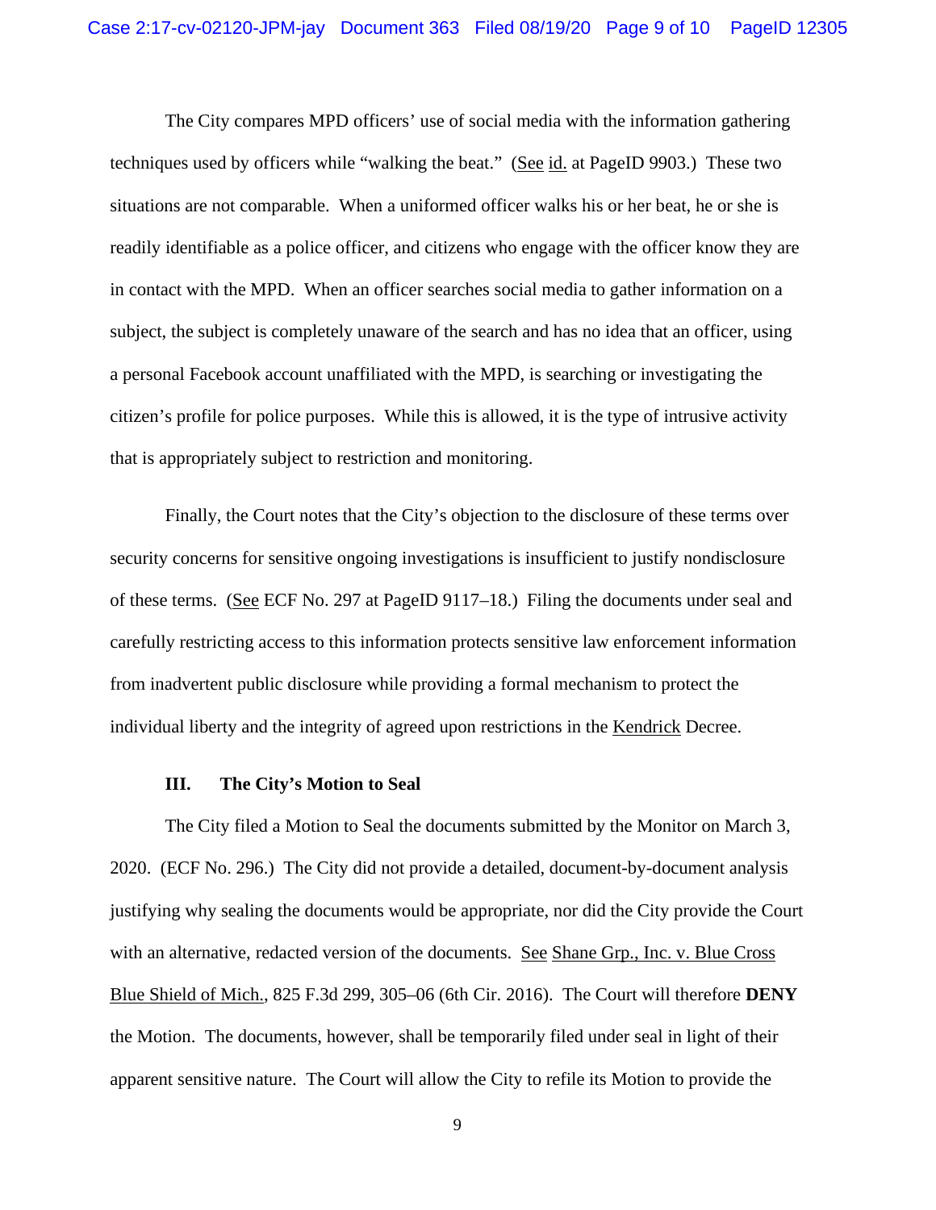The City compares MPD officers' use of social media with the information gathering techniques used by officers while "walking the beat." (See id. at PageID 9903.) These two situations are not comparable. When a uniformed officer walks his or her beat, he or she is readily identifiable as a police officer, and citizens who engage with the officer know they are in contact with the MPD. When an officer searches social media to gather information on a subject, the subject is completely unaware of the search and has no idea that an officer, using a personal Facebook account unaffiliated with the MPD, is searching or investigating the citizen's profile for police purposes. While this is allowed, it is the type of intrusive activity that is appropriately subject to restriction and monitoring.

Finally, the Court notes that the City's objection to the disclosure of these terms over security concerns for sensitive ongoing investigations is insufficient to justify nondisclosure of these terms. (See ECF No. 297 at PageID 9117–18.) Filing the documents under seal and carefully restricting access to this information protects sensitive law enforcement information from inadvertent public disclosure while providing a formal mechanism to protect the individual liberty and the integrity of agreed upon restrictions in the Kendrick Decree.

### III. The City's Motion to Seal

The City filed a Motion to Seal the documents submitted by the Monitor on March 3, 2020. (ECF No. 296.) The City did not provide a detailed, document-by-document analysis justifying why sealing the documents would be appropriate, nor did the City provide the Court with an alternative, redacted version of the documents. See Shane Grp., Inc. v. Blue Cross Blue Shield of Mich., 825 F.3d 299, 305–06 (6th Cir. 2016). The Court will therefore **DENY** the Motion. The documents, however, shall be temporarily filed under seal in light of their apparent sensitive nature. The Court will allow the City to refile its Motion to provide the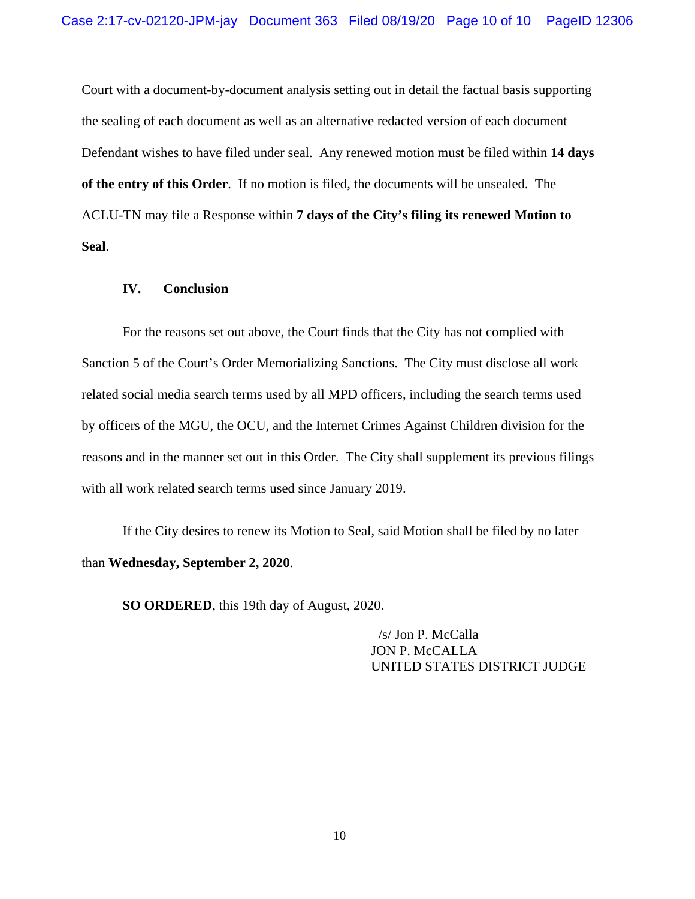Court with a document-by-document analysis setting out in detail the factual basis supporting the sealing of each document as well as an alternative redacted version of each document Defendant wishes to have filed under seal. Any renewed motion must be filed within **14 days of the entry of this Order**. If no motion is filed, the documents will be unsealed. The ACLU-TN may file a Response within **7 days of the City's filing its renewed Motion to Seal**.

## IV. Conclusion

For the reasons set out above, the Court finds that the City has not complied with Sanction 5 of the Court's Order Memorializing Sanctions. The City must disclose all work related social media search terms used by all MPD officers, including the search terms used by officers of the MGU, the OCU, and the Internet Crimes Against Children division for the reasons and in the manner set out in this Order. The City shall supplement its previous filings with all work related search terms used since January 2019.

If the City desires to renew its Motion to Seal, said Motion shall be filed by no later than **Wednesday, September 2, 2020**.

**SO ORDERED**, this 19th day of August, 2020.

/s/ Jon P. McCalla
JON P. McCALLA
UNITED STATES DISTRICT JUDGE